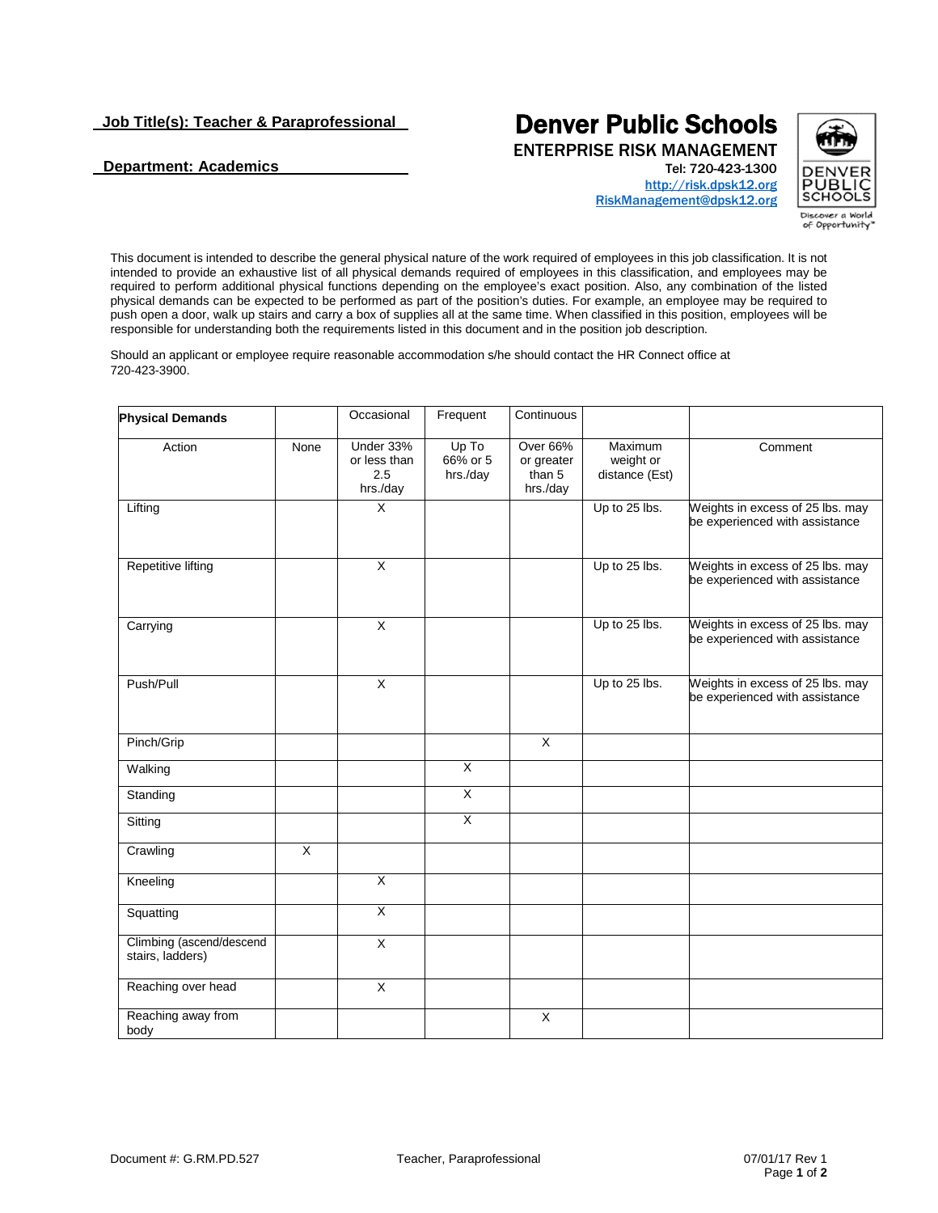**Job Title(s): Teacher & Paraprofessional**

**Department: Academics**

# Denver Public Schools

ENTERPRISE RISK MANAGEMENT

Tel: 720-423-1300

http://risk.dpsk12.org

RiskManagement@dpsk12.org

This document is intended to describe the general physical nature of the work required of employees in this job classification. It is not intended to provide an exhaustive list of all physical demands required of employees in this classification, and employees may be required to perform additional physical functions depending on the employee's exact position. Also, any combination of the listed physical demands can be expected to be performed as part of the position's duties. For example, an employee may be required to push open a door, walk up stairs and carry a box of supplies all at the same time. When classified in this position, employees will be responsible for understanding both the requirements listed in this document and in the position job description.

Should an applicant or employee require reasonable accommodation s/he should contact the HR Connect office at 720-423-3900.

| **Physical Demands** | | Occasional | Frequent | Continuous | | |
|---|---|---|---|---|---|---|
| Action | None | Under 33% or less than 2.5 hrs./day | Up To 66% or 5 hrs./day | Over 66% or greater than 5 hrs./day | Maximum weight or distance (Est) | Comment |
| Lifting | | X | | | Up to 25 lbs. | Weights in excess of 25 lbs. may be experienced with assistance |
| Repetitive lifting | | X | | | Up to 25 lbs. | Weights in excess of 25 lbs. may be experienced with assistance |
| Carrying | | X | | | Up to 25 lbs. | Weights in excess of 25 lbs. may be experienced with assistance |
| Push/Pull | | X | | | Up to 25 lbs. | Weights in excess of 25 lbs. may be experienced with assistance |
| Pinch/Grip | | | | X | | |
| Walking | | | X | | | |
| Standing | | | X | | | |
| Sitting | | | X | | | |
| Crawling | X | | | | | |
| Kneeling | | X | | | | |
| Squatting | | X | | | | |
| Climbing (ascend/descend stairs, ladders) | | X | | | | |
| Reaching over head | | X | | | | |
| Reaching away from body | | | | X | | |

Document #: G.RM.PD.527 Teacher, Paraprofessional 07/01/17 Rev 1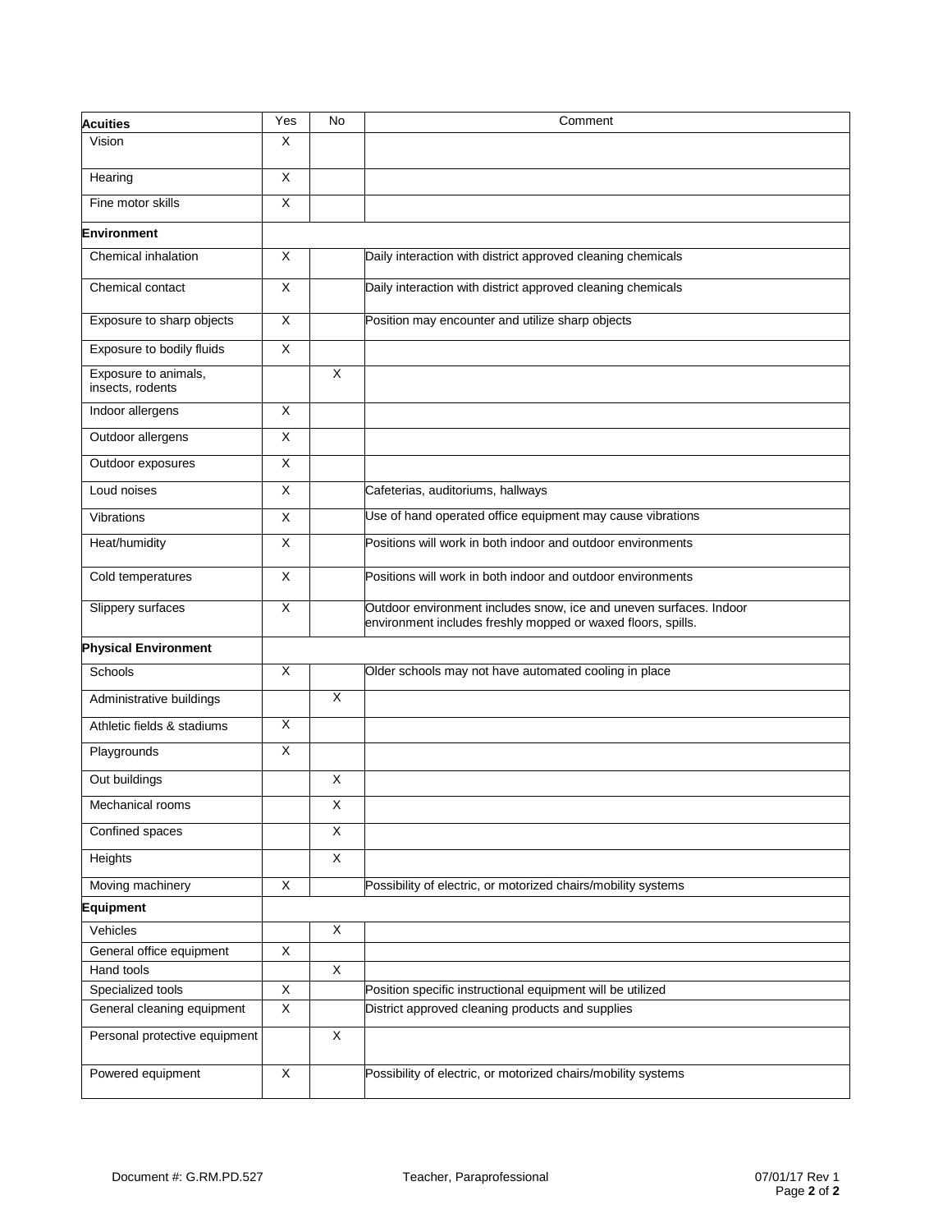| Acuities | Yes | No | Comment |
|---|---|---|---|
| Vision | X | | |
| Hearing | X | | |
| Fine motor skills | X | | |
| **Environment** | | | |
| Chemical inhalation | X | | Daily interaction with district approved cleaning chemicals |
| Chemical contact | X | | Daily interaction with district approved cleaning chemicals |
| Exposure to sharp objects | X | | Position may encounter and utilize sharp objects |
| Exposure to bodily fluids | X | | |
| Exposure to animals, insects, rodents | | X | |
| Indoor allergens | X | | |
| Outdoor allergens | X | | |
| Outdoor exposures | X | | |
| Loud noises | X | | Cafeterias, auditoriums, hallways |
| Vibrations | X | | Use of hand operated office equipment may cause vibrations |
| Heat/humidity | X | | Positions will work in both indoor and outdoor environments |
| Cold temperatures | X | | Positions will work in both indoor and outdoor environments |
| Slippery surfaces | X | | Outdoor environment includes snow, ice and uneven surfaces. Indoor environment includes freshly mopped or waxed floors, spills. |
| **Physical Environment** | | | |
| Schools | X | | Older schools may not have automated cooling in place |
| Administrative buildings | | X | |
| Athletic fields & stadiums | X | | |
| Playgrounds | X | | |
| Out buildings | | X | |
| Mechanical rooms | | X | |
| Confined spaces | | X | |
| Heights | | X | |
| Moving machinery | X | | Possibility of electric, or motorized chairs/mobility systems |
| **Equipment** | | | |
| Vehicles | | X | |
| General office equipment | X | | |
| Hand tools | | X | |
| Specialized tools | X | | Position specific instructional equipment will be utilized |
| General cleaning equipment | X | | District approved cleaning products and supplies |
| Personal protective equipment | | X | |
| Powered equipment | X | | Possibility of electric, or motorized chairs/mobility systems |

Document #: G.RM.PD.527 Teacher, Paraprofessional 07/01/17 Rev 1